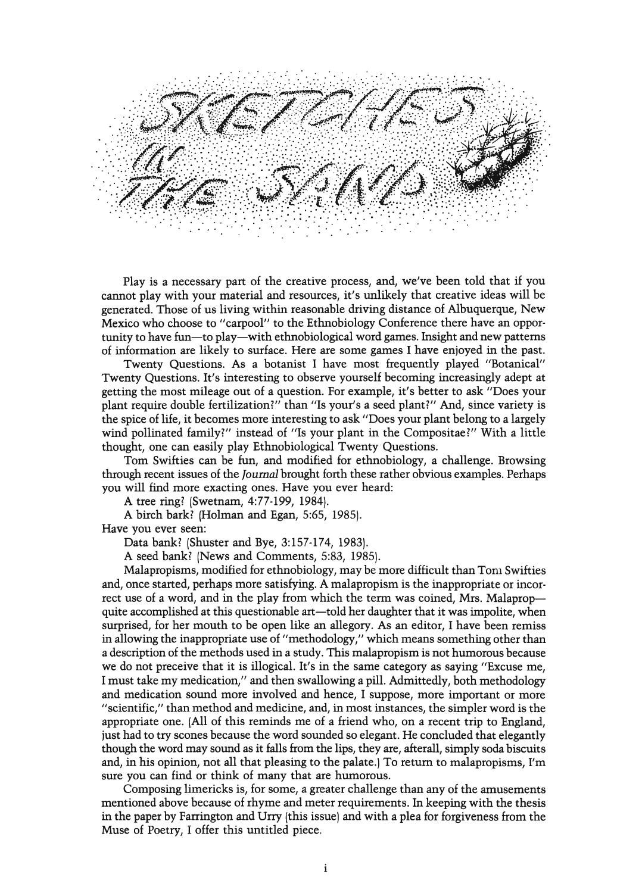# SKETCHES IN THE SAND

Play is a necessary part of the creative process, and, we've been told that if you cannot play with your material and resources, it's unlikely that creative ideas will be generated. Those of us living within reasonable driving distance of Albuquerque, New Mexico who choose to "carpool" to the Ethnobiology Conference there have an opportunity to have fun—to play—with ethnobiological word games. Insight and new patterns of information are likely to surface. Here are some games I have enjoyed in the past.

Twenty Questions. As a botanist I have most frequently played "Botanical" Twenty Questions. It's interesting to observe yourself becoming increasingly adept at getting the most mileage out of a question. For example, it's better to ask "Does your plant require double fertilization?" than "Is your's a seed plant?" And, since variety is the spice of life, it becomes more interesting to ask "Does your plant belong to a largely wind pollinated family?" instead of "Is your plant in the Compositae?" With a little thought, one can easily play Ethnobiological Twenty Questions.

Tom Swifties can be fun, and modified for ethnobiology, a challenge. Browsing through recent issues of the *Journal* brought forth these rather obvious examples. Perhaps you will find more exacting ones. Have you ever heard:

A tree ring? (Swetnam, 4:77-199, 1984).

A birch bark? (Holman and Egan, 5:65, 1985).

Have you ever seen:

Data bank? (Shuster and Bye, 3:157-174, 1983).

A seed bank? (News and Comments, 5:83, 1985).

Malapropisms, modified for ethnobiology, may be more difficult than Tom Swifties and, once started, perhaps more satisfying. A malapropism is the inappropriate or incorrect use of a word, and in the play from which the term was coined, Mrs. Malaprop—quite accomplished at this questionable art—told her daughter that it was impolite, when surprised, for her mouth to be open like an allegory. As an editor, I have been remiss in allowing the inappropriate use of "methodology," which means something other than a description of the methods used in a study. This malapropism is not humorous because we do not preceive that it is illogical. It's in the same category as saying "Excuse me, I must take my medication," and then swallowing a pill. Admittedly, both methodology and medication sound more involved and hence, I suppose, more important or more "scientific," than method and medicine, and, in most instances, the simpler word is the appropriate one. (All of this reminds me of a friend who, on a recent trip to England, just had to try scones because the word sounded so elegant. He concluded that elegantly though the word may sound as it falls from the lips, they are, afterall, simply soda biscuits and, in his opinion, not all that pleasing to the palate.) To return to malapropisms, I'm sure you can find or think of many that are humorous.

Composing limericks is, for some, a greater challenge than any of the amusements mentioned above because of rhyme and meter requirements. In keeping with the thesis in the paper by Farrington and Urry (this issue) and with a plea for forgiveness from the Muse of Poetry, I offer this untitled piece.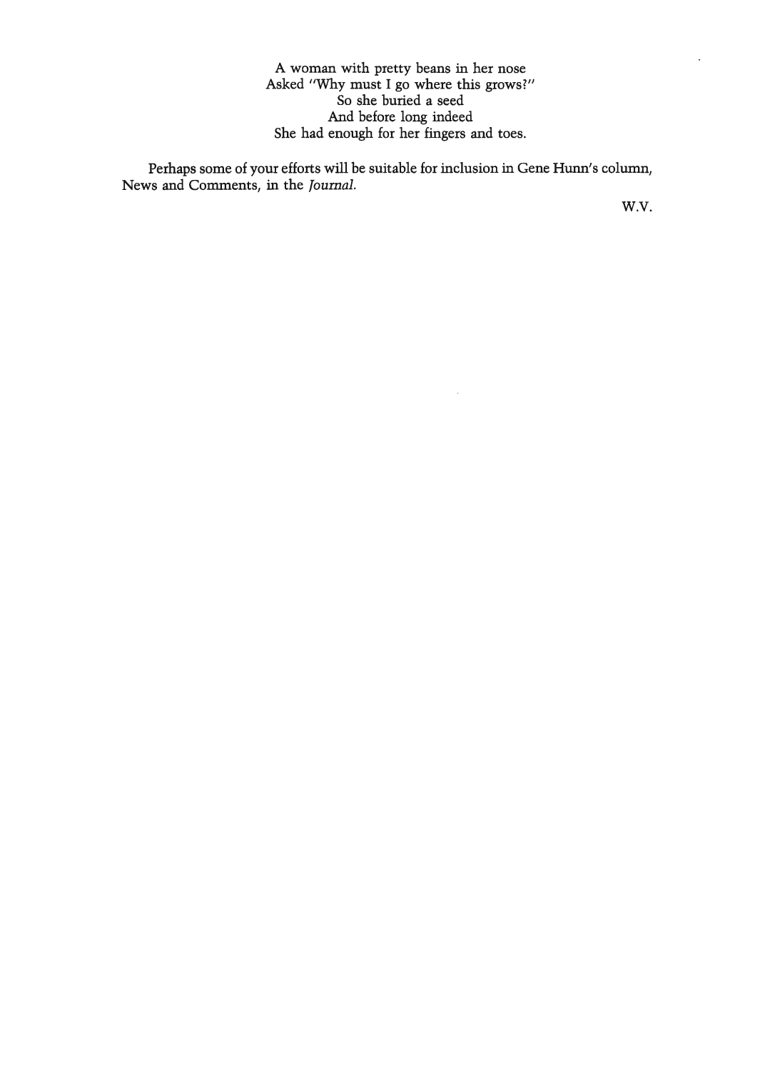A woman with pretty beans in her nose  
Asked "Why must I go where this grows?"  
So she buried a seed  
And before long indeed  
She had enough for her fingers and toes.

Perhaps some of your efforts will be suitable for inclusion in Gene Hunn's column, News and Comments, in the *Journal.*

W.V.